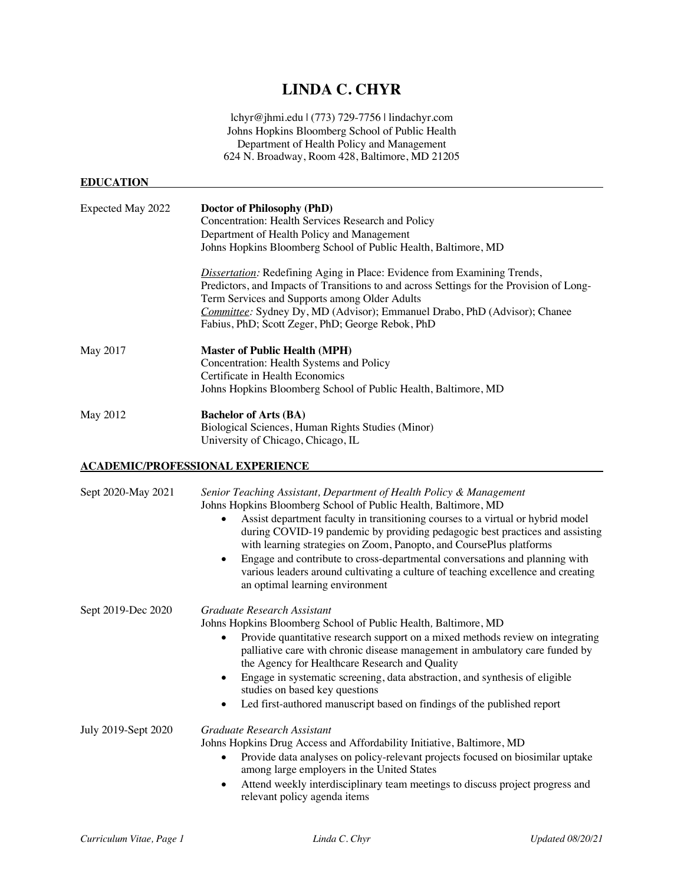# LINDA C. CHYR

lchyr@jhmi.edu | (773) 729-7756 | lindachyr.com
Johns Hopkins Bloomberg School of Public Health
Department of Health Policy and Management
624 N. Broadway, Room 428, Baltimore, MD 21205

## EDUCATION

**Expected May 2022** — **Doctor of Philosophy (PhD)**
Concentration: Health Services Research and Policy
Department of Health Policy and Management
Johns Hopkins Bloomberg School of Public Health, Baltimore, MD

*Dissertation:* Redefining Aging in Place: Evidence from Examining Trends, Predictors, and Impacts of Transitions to and across Settings for the Provision of Long-Term Services and Supports among Older Adults
*Committee:* Sydney Dy, MD (Advisor); Emmanuel Drabo, PhD (Advisor); Chanee Fabius, PhD; Scott Zeger, PhD; George Rebok, PhD

**May 2017** — **Master of Public Health (MPH)**
Concentration: Health Systems and Policy
Certificate in Health Economics
Johns Hopkins Bloomberg School of Public Health, Baltimore, MD

**May 2012** — **Bachelor of Arts (BA)**
Biological Sciences, Human Rights Studies (Minor)
University of Chicago, Chicago, IL

## ACADEMIC/PROFESSIONAL EXPERIENCE

**Sept 2020-May 2021** — *Senior Teaching Assistant, Department of Health Policy & Management*
Johns Hopkins Bloomberg School of Public Health, Baltimore, MD

- Assist department faculty in transitioning courses to a virtual or hybrid model during COVID-19 pandemic by providing pedagogic best practices and assisting with learning strategies on Zoom, Panopto, and CoursePlus platforms
- Engage and contribute to cross-departmental conversations and planning with various leaders around cultivating a culture of teaching excellence and creating an optimal learning environment

**Sept 2019-Dec 2020** — *Graduate Research Assistant*
Johns Hopkins Bloomberg School of Public Health, Baltimore, MD

- Provide quantitative research support on a mixed methods review on integrating palliative care with chronic disease management in ambulatory care funded by the Agency for Healthcare Research and Quality
- Engage in systematic screening, data abstraction, and synthesis of eligible studies on based key questions
- Led first-authored manuscript based on findings of the published report

**July 2019-Sept 2020** — *Graduate Research Assistant*
Johns Hopkins Drug Access and Affordability Initiative, Baltimore, MD

- Provide data analyses on policy-relevant projects focused on biosimilar uptake among large employers in the United States
- Attend weekly interdisciplinary team meetings to discuss project progress and relevant policy agenda items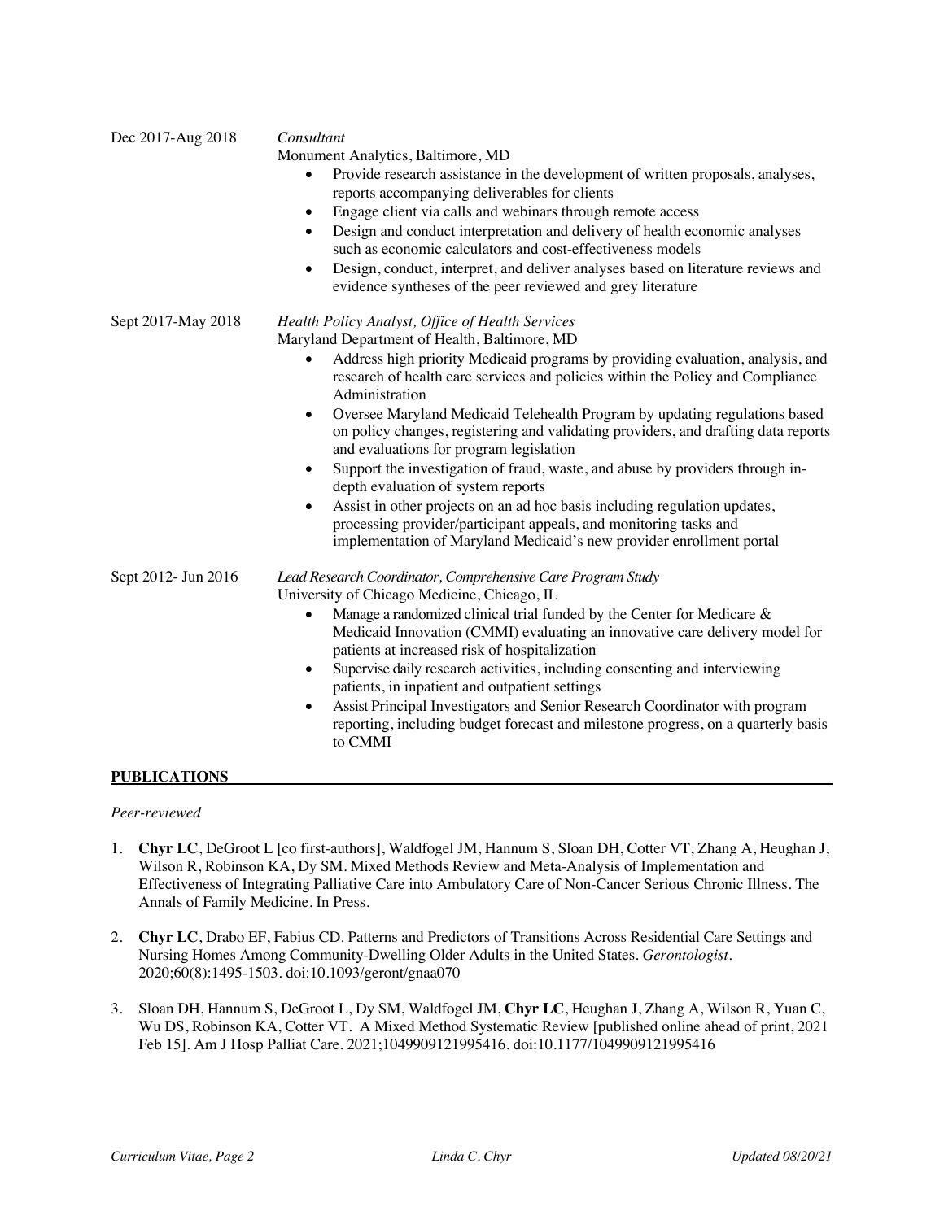Dec 2017-Aug 2018 — *Consultant*
Monument Analytics, Baltimore, MD

- Provide research assistance in the development of written proposals, analyses, reports accompanying deliverables for clients
- Engage client via calls and webinars through remote access
- Design and conduct interpretation and delivery of health economic analyses such as economic calculators and cost-effectiveness models
- Design, conduct, interpret, and deliver analyses based on literature reviews and evidence syntheses of the peer reviewed and grey literature

Sept 2017-May 2018 — *Health Policy Analyst, Office of Health Services*
Maryland Department of Health, Baltimore, MD

- Address high priority Medicaid programs by providing evaluation, analysis, and research of health care services and policies within the Policy and Compliance Administration
- Oversee Maryland Medicaid Telehealth Program by updating regulations based on policy changes, registering and validating providers, and drafting data reports and evaluations for program legislation
- Support the investigation of fraud, waste, and abuse by providers through in-depth evaluation of system reports
- Assist in other projects on an ad hoc basis including regulation updates, processing provider/participant appeals, and monitoring tasks and implementation of Maryland Medicaid's new provider enrollment portal

Sept 2012- Jun 2016 — *Lead Research Coordinator, Comprehensive Care Program Study*
University of Chicago Medicine, Chicago, IL

- Manage a randomized clinical trial funded by the Center for Medicare & Medicaid Innovation (CMMI) evaluating an innovative care delivery model for patients at increased risk of hospitalization
- Supervise daily research activities, including consenting and interviewing patients, in inpatient and outpatient settings
- Assist Principal Investigators and Senior Research Coordinator with program reporting, including budget forecast and milestone progress, on a quarterly basis to CMMI

## PUBLICATIONS

*Peer-reviewed*

1. **Chyr LC**, DeGroot L [co first-authors], Waldfogel JM, Hannum S, Sloan DH, Cotter VT, Zhang A, Heughan J, Wilson R, Robinson KA, Dy SM. Mixed Methods Review and Meta-Analysis of Implementation and Effectiveness of Integrating Palliative Care into Ambulatory Care of Non-Cancer Serious Chronic Illness. The Annals of Family Medicine. In Press.

2. **Chyr LC**, Drabo EF, Fabius CD. Patterns and Predictors of Transitions Across Residential Care Settings and Nursing Homes Among Community-Dwelling Older Adults in the United States. *Gerontologist*. 2020;60(8):1495-1503. doi:10.1093/geront/gnaa070

3. Sloan DH, Hannum S, DeGroot L, Dy SM, Waldfogel JM, **Chyr LC**, Heughan J, Zhang A, Wilson R, Yuan C, Wu DS, Robinson KA, Cotter VT. A Mixed Method Systematic Review [published online ahead of print, 2021 Feb 15]. Am J Hosp Palliat Care. 2021;1049909121995416. doi:10.1177/1049909121995416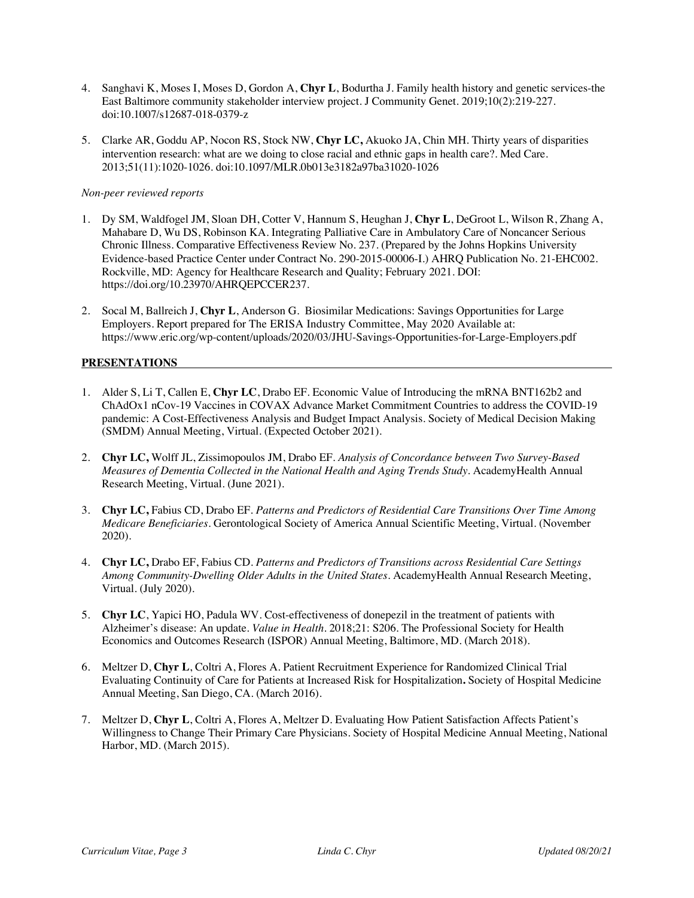4. Sanghavi K, Moses I, Moses D, Gordon A, **Chyr L**, Bodurtha J. Family health history and genetic services-the East Baltimore community stakeholder interview project. J Community Genet. 2019;10(2):219-227. doi:10.1007/s12687-018-0379-z

5. Clarke AR, Goddu AP, Nocon RS, Stock NW, **Chyr LC,** Akuoko JA, Chin MH. Thirty years of disparities intervention research: what are we doing to close racial and ethnic gaps in health care?. Med Care. 2013;51(11):1020-1026. doi:10.1097/MLR.0b013e3182a97ba31020-1026

*Non-peer reviewed reports*

1. Dy SM, Waldfogel JM, Sloan DH, Cotter V, Hannum S, Heughan J, **Chyr L**, DeGroot L, Wilson R, Zhang A, Mahabare D, Wu DS, Robinson KA. Integrating Palliative Care in Ambulatory Care of Noncancer Serious Chronic Illness. Comparative Effectiveness Review No. 237. (Prepared by the Johns Hopkins University Evidence-based Practice Center under Contract No. 290-2015-00006-I.) AHRQ Publication No. 21-EHC002. Rockville, MD: Agency for Healthcare Research and Quality; February 2021. DOI: https://doi.org/10.23970/AHRQEPCCER237.

2. Socal M, Ballreich J, **Chyr L**, Anderson G. Biosimilar Medications: Savings Opportunities for Large Employers. Report prepared for The ERISA Industry Committee, May 2020 Available at: https://www.eric.org/wp-content/uploads/2020/03/JHU-Savings-Opportunities-for-Large-Employers.pdf

## PRESENTATIONS

1. Alder S, Li T, Callen E, **Chyr LC**, Drabo EF. Economic Value of Introducing the mRNA BNT162b2 and ChAdOx1 nCov-19 Vaccines in COVAX Advance Market Commitment Countries to address the COVID-19 pandemic: A Cost-Effectiveness Analysis and Budget Impact Analysis. Society of Medical Decision Making (SMDM) Annual Meeting, Virtual. (Expected October 2021).

2. **Chyr LC,** Wolff JL, Zissimopoulos JM, Drabo EF. *Analysis of Concordance between Two Survey-Based Measures of Dementia Collected in the National Health and Aging Trends Study*. AcademyHealth Annual Research Meeting, Virtual. (June 2021).

3. **Chyr LC,** Fabius CD, Drabo EF. *Patterns and Predictors of Residential Care Transitions Over Time Among Medicare Beneficiaries*. Gerontological Society of America Annual Scientific Meeting, Virtual. (November 2020).

4. **Chyr LC,** Drabo EF, Fabius CD. *Patterns and Predictors of Transitions across Residential Care Settings Among Community-Dwelling Older Adults in the United States*. AcademyHealth Annual Research Meeting, Virtual. (July 2020).

5. **Chyr LC**, Yapici HO, Padula WV. Cost-effectiveness of donepezil in the treatment of patients with Alzheimer's disease: An update. *Value in Health*. 2018;21: S206. The Professional Society for Health Economics and Outcomes Research (ISPOR) Annual Meeting, Baltimore, MD. (March 2018).

6. Meltzer D, **Chyr L**, Coltri A, Flores A. Patient Recruitment Experience for Randomized Clinical Trial Evaluating Continuity of Care for Patients at Increased Risk for Hospitalization**.** Society of Hospital Medicine Annual Meeting, San Diego, CA. (March 2016).

7. Meltzer D, **Chyr L**, Coltri A, Flores A, Meltzer D. Evaluating How Patient Satisfaction Affects Patient's Willingness to Change Their Primary Care Physicians. Society of Hospital Medicine Annual Meeting, National Harbor, MD. (March 2015).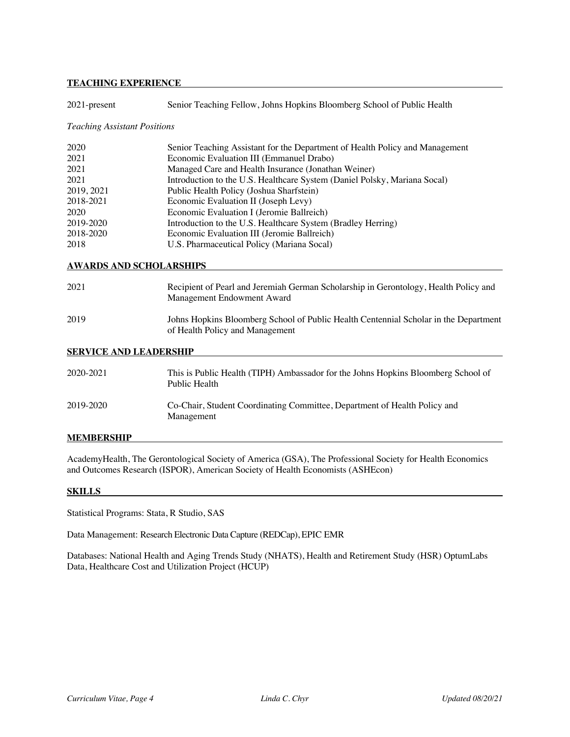## TEACHING EXPERIENCE

| | |
|---|---|
| 2021-present | Senior Teaching Fellow, Johns Hopkins Bloomberg School of Public Health |

*Teaching Assistant Positions*

| | |
|---|---|
| 2020 | Senior Teaching Assistant for the Department of Health Policy and Management |
| 2021 | Economic Evaluation III (Emmanuel Drabo) |
| 2021 | Managed Care and Health Insurance (Jonathan Weiner) |
| 2021 | Introduction to the U.S. Healthcare System (Daniel Polsky, Mariana Socal) |
| 2019, 2021 | Public Health Policy (Joshua Sharfstein) |
| 2018-2021 | Economic Evaluation II (Joseph Levy) |
| 2020 | Economic Evaluation I (Jeromie Ballreich) |
| 2019-2020 | Introduction to the U.S. Healthcare System (Bradley Herring) |
| 2018-2020 | Economic Evaluation III (Jeromie Ballreich) |
| 2018 | U.S. Pharmaceutical Policy (Mariana Socal) |

## AWARDS AND SCHOLARSHIPS

| | |
|---|---|
| 2021 | Recipient of Pearl and Jeremiah German Scholarship in Gerontology, Health Policy and Management Endowment Award |
| 2019 | Johns Hopkins Bloomberg School of Public Health Centennial Scholar in the Department of Health Policy and Management |

## SERVICE AND LEADERSHIP

| | |
|---|---|
| 2020-2021 | This is Public Health (TIPH) Ambassador for the Johns Hopkins Bloomberg School of Public Health |
| 2019-2020 | Co-Chair, Student Coordinating Committee, Department of Health Policy and Management |

## MEMBERSHIP

AcademyHealth, The Gerontological Society of America (GSA), The Professional Society for Health Economics and Outcomes Research (ISPOR), American Society of Health Economists (ASHEcon)

## SKILLS

Statistical Programs: Stata, R Studio, SAS

Data Management: Research Electronic Data Capture (REDCap), EPIC EMR

Databases: National Health and Aging Trends Study (NHATS), Health and Retirement Study (HSR) OptumLabs Data, Healthcare Cost and Utilization Project (HCUP)